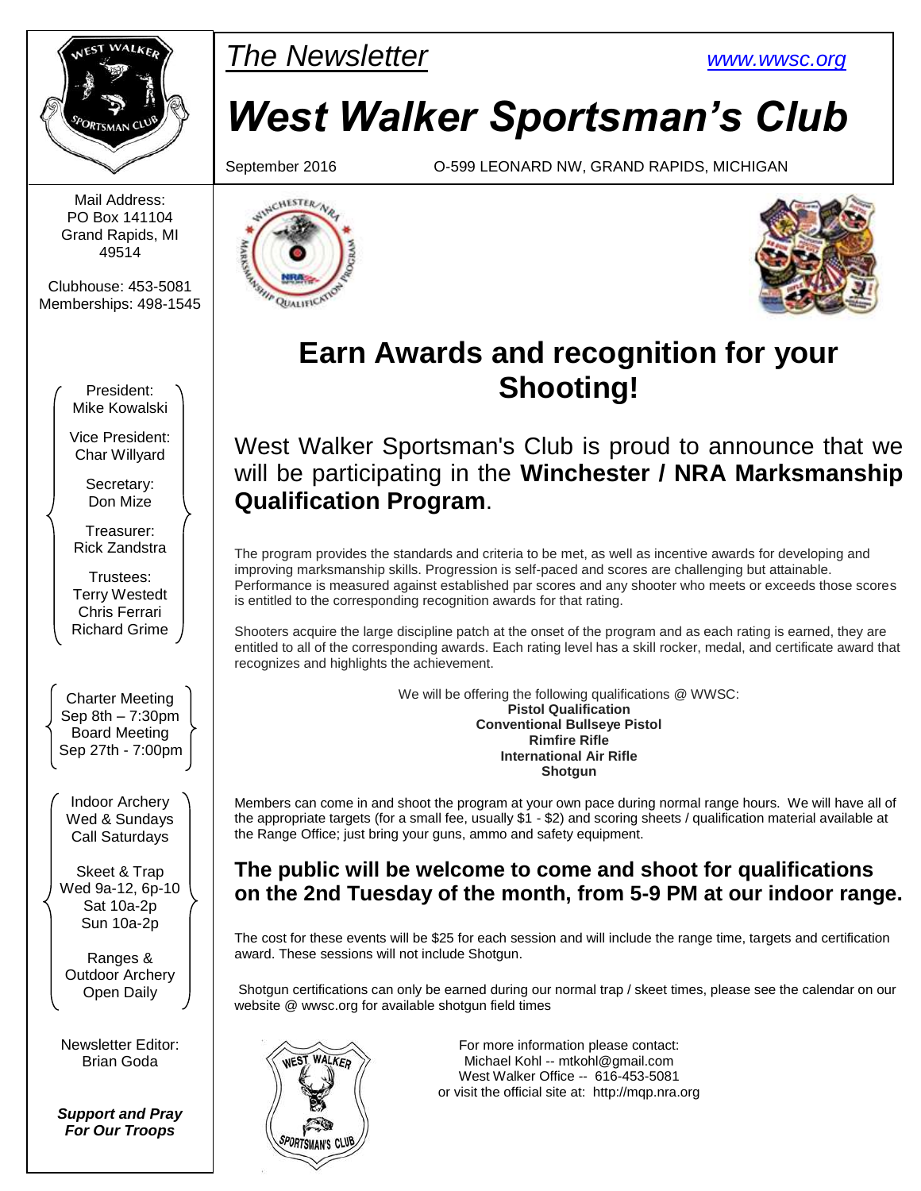*The Newsletter*

[www.wwsc.org](www.wwsc.org)

# *West Walker Sportsman's Club*

September 2016 O-599 LEONARD NW, GRAND RAPIDS, MICHIGAN

Mail Address:
PO Box 141104
Grand Rapids, MI
49514

Clubhouse: 453-5081
Memberships: 498-1545

President:
Mike Kowalski

Vice President:
Char Willyard

Secretary:
Don Mize

Treasurer:
Rick Zandstra

Trustees:
Terry Westedt
Chris Ferrari
Richard Grime

Charter Meeting
Sep 8th – 7:30pm
Board Meeting
Sep 27th - 7:00pm

Indoor Archery
Wed & Sundays
Call Saturdays

Skeet & Trap
Wed 9a-12, 6p-10
Sat 10a-2p
Sun 10a-2p

Ranges &
Outdoor Archery
Open Daily

Newsletter Editor:
Brian Goda

***Support and Pray For Our Troops***

## Earn Awards and recognition for your Shooting!

West Walker Sportsman's Club is proud to announce that we will be participating in the **Winchester / NRA Marksmanship Qualification Program**.

The program provides the standards and criteria to be met, as well as incentive awards for developing and improving marksmanship skills. Progression is self-paced and scores are challenging but attainable. Performance is measured against established par scores and any shooter who meets or exceeds those scores is entitled to the corresponding recognition awards for that rating.

Shooters acquire the large discipline patch at the onset of the program and as each rating is earned, they are entitled to all of the corresponding awards. Each rating level has a skill rocker, medal, and certificate award that recognizes and highlights the achievement.

We will be offering the following qualifications @ WWSC:
**Pistol Qualification**
**Conventional Bullseye Pistol**
**Rimfire Rifle**
**International Air Rifle**
**Shotgun**

Members can come in and shoot the program at your own pace during normal range hours. We will have all of the appropriate targets (for a small fee, usually $1 - $2) and scoring sheets / qualification material available at the Range Office; just bring your guns, ammo and safety equipment.

### The public will be welcome to come and shoot for qualifications on the 2nd Tuesday of the month, from 5-9 PM at our indoor range.

The cost for these events will be $25 for each session and will include the range time, targets and certification award. These sessions will not include Shotgun.

Shotgun certifications can only be earned during our normal trap / skeet times, please see the calendar on our website @ wwsc.org for available shotgun field times

For more information please contact:
Michael Kohl -- mtkohl@gmail.com
West Walker Office -- 616-453-5081
or visit the official site at: http://mqp.nra.org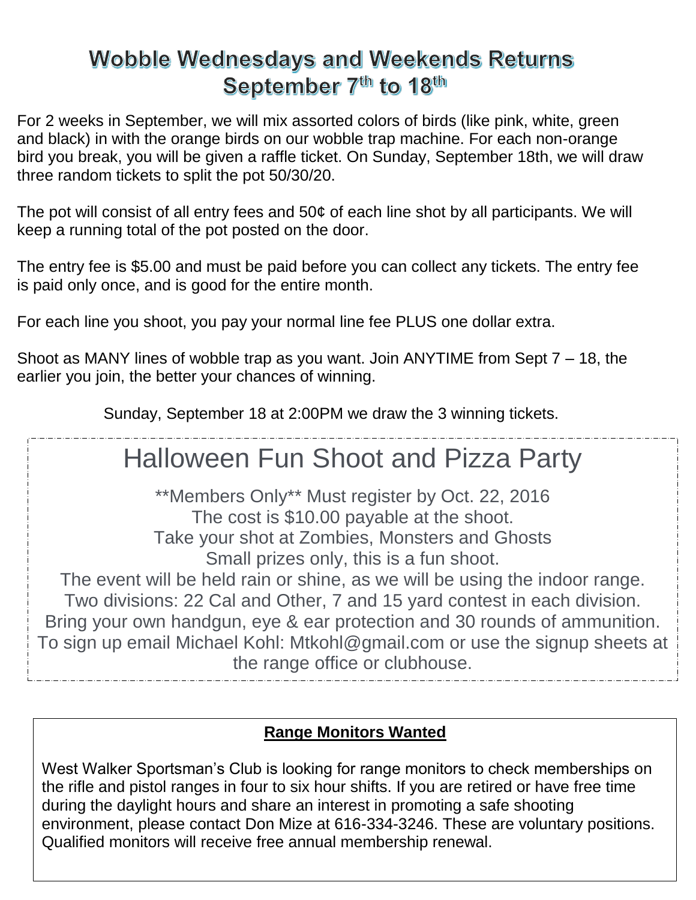# Wobble Wednesdays and Weekends Returns September 7th to 18th

For 2 weeks in September, we will mix assorted colors of birds (like pink, white, green and black) in with the orange birds on our wobble trap machine. For each non-orange bird you break, you will be given a raffle ticket. On Sunday, September 18th, we will draw three random tickets to split the pot 50/30/20.

The pot will consist of all entry fees and 50¢ of each line shot by all participants. We will keep a running total of the pot posted on the door.

The entry fee is $5.00 and must be paid before you can collect any tickets. The entry fee is paid only once, and is good for the entire month.

For each line you shoot, you pay your normal line fee PLUS one dollar extra.

Shoot as MANY lines of wobble trap as you want. Join ANYTIME from Sept 7 – 18, the earlier you join, the better your chances of winning.

Sunday, September 18 at 2:00PM we draw the 3 winning tickets.

# Halloween Fun Shoot and Pizza Party

\*\*Members Only\*\* Must register by Oct. 22, 2016
The cost is $10.00 payable at the shoot.
Take your shot at Zombies, Monsters and Ghosts
Small prizes only, this is a fun shoot.
The event will be held rain or shine, as we will be using the indoor range.
Two divisions: 22 Cal and Other, 7 and 15 yard contest in each division.
Bring your own handgun, eye & ear protection and 30 rounds of ammunition.
To sign up email Michael Kohl: Mtkohl@gmail.com or use the signup sheets at the range office or clubhouse.

## Range Monitors Wanted

West Walker Sportsman's Club is looking for range monitors to check memberships on the rifle and pistol ranges in four to six hour shifts. If you are retired or have free time during the daylight hours and share an interest in promoting a safe shooting environment, please contact Don Mize at 616-334-3246. These are voluntary positions. Qualified monitors will receive free annual membership renewal.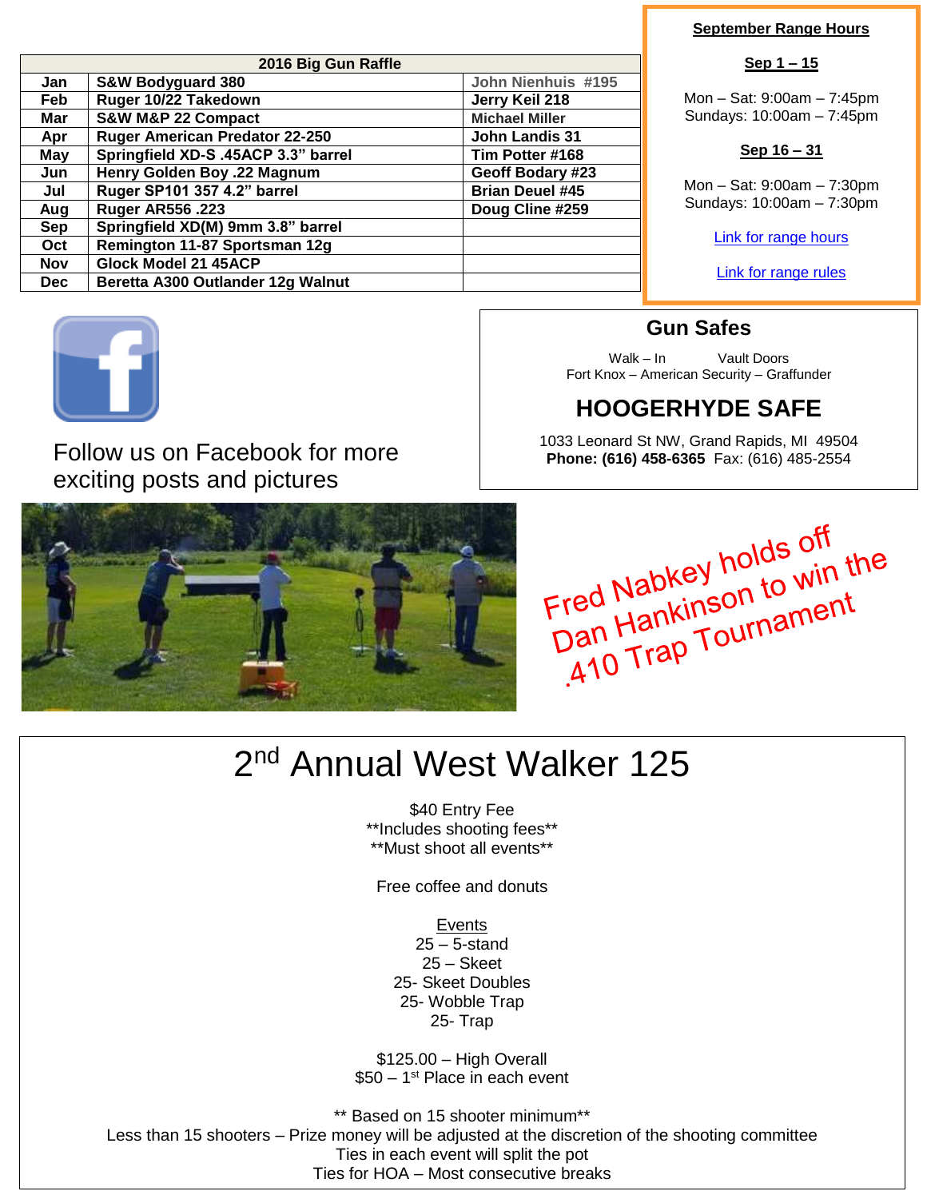| 2016 Big Gun Raffle | | |
|---|---|---|
| Jan | S&W Bodyguard 380 | John Nienhuis #195 |
| Feb | Ruger 10/22 Takedown | Jerry Keil 218 |
| Mar | S&W M&P 22 Compact | Michael Miller |
| Apr | Ruger American Predator 22-250 | John Landis 31 |
| May | Springfield XD-S .45ACP 3.3" barrel | Tim Potter #168 |
| Jun | Henry Golden Boy .22 Magnum | Geoff Bodary #23 |
| Jul | Ruger SP101 357 4.2" barrel | Brian Deuel #45 |
| Aug | Ruger AR556 .223 | Doug Cline #259 |
| Sep | Springfield XD(M) 9mm 3.8" barrel | |
| Oct | Remington 11-87 Sportsman 12g | |
| Nov | Glock Model 21 45ACP | |
| Dec | Beretta A300 Outlander 12g Walnut | |

**September Range Hours**

**Sep 1 – 15**

Mon – Sat: 9:00am – 7:45pm
Sundays: 10:00am – 7:45pm

**Sep 16 – 31**

Mon – Sat: 9:00am – 7:30pm
Sundays: 10:00am – 7:30pm

Link for range hours

Link for range rules

Follow us on Facebook for more exciting posts and pictures

## Gun Safes

Walk – In Vault Doors
Fort Knox – American Security – Graffunder

## HOOGERHYDE SAFE

1033 Leonard St NW, Grand Rapids, MI 49504
**Phone: (616) 458-6365** Fax: (616) 485-2554

Fred Nabkey holds off Dan Hankinson to win the .410 Trap Tournament

# 2nd Annual West Walker 125

$40 Entry Fee
**Includes shooting fees**
**Must shoot all events**

Free coffee and donuts

Events
25 – 5-stand
25 – Skeet
25- Skeet Doubles
25- Wobble Trap
25- Trap

$125.00 – High Overall
$50 – 1st Place in each event

** Based on 15 shooter minimum**
Less than 15 shooters – Prize money will be adjusted at the discretion of the shooting committee
Ties in each event will split the pot
Ties for HOA – Most consecutive breaks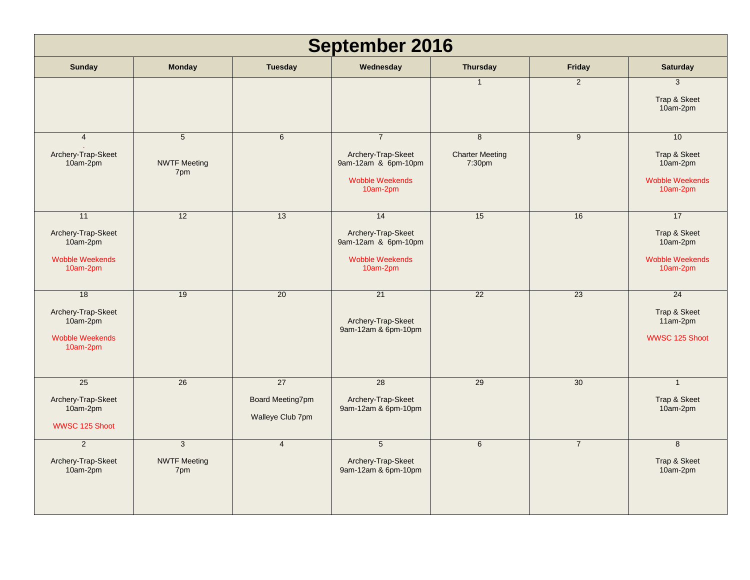# September 2016

| Sunday | Monday | Tuesday | Wednesday | Thursday | Friday | Saturday |
|---|---|---|---|---|---|---|
| | | | | 1 | 2 | 3<br><br>Trap & Skeet<br>10am-2pm |
| 4<br>.<br>Archery-Trap-Skeet<br>10am-2pm | 5<br><br>NWTF Meeting<br>7pm | 6 | 7<br><br>Archery-Trap-Skeet<br>9am-12am & 6pm-10pm<br><br>Wobble Weekends<br>10am-2pm | 8<br><br>Charter Meeting<br>7:30pm | 9 | 10<br><br>Trap & Skeet<br>10am-2pm<br><br>Wobble Weekends<br>10am-2pm |
| 11<br><br>Archery-Trap-Skeet<br>10am-2pm<br><br>Wobble Weekends<br>10am-2pm | 12 | 13 | 14<br><br>Archery-Trap-Skeet<br>9am-12am & 6pm-10pm<br><br>Wobble Weekends<br>10am-2pm | 15 | 16 | 17<br><br>Trap & Skeet<br>10am-2pm<br><br>Wobble Weekends<br>10am-2pm |
| 18<br><br>Archery-Trap-Skeet<br>10am-2pm<br><br>Wobble Weekends<br>10am-2pm | 19 | 20 | 21<br><br>Archery-Trap-Skeet<br>9am-12am & 6pm-10pm | 22 | 23 | 24<br><br>Trap & Skeet<br>11am-2pm<br><br>WWSC 125 Shoot |
| 25<br><br>Archery-Trap-Skeet<br>10am-2pm<br><br>WWSC 125 Shoot | 26 | 27<br><br>Board Meeting7pm<br><br>Walleye Club 7pm | 28<br><br>Archery-Trap-Skeet<br>9am-12am & 6pm-10pm | 29 | 30 | 1<br><br>Trap & Skeet<br>10am-2pm |
| 2<br><br>Archery-Trap-Skeet<br>10am-2pm | 3<br><br>NWTF Meeting<br>7pm | 4 | 5<br><br>Archery-Trap-Skeet<br>9am-12am & 6pm-10pm | 6 | 7 | 8<br><br>Trap & Skeet<br>10am-2pm |